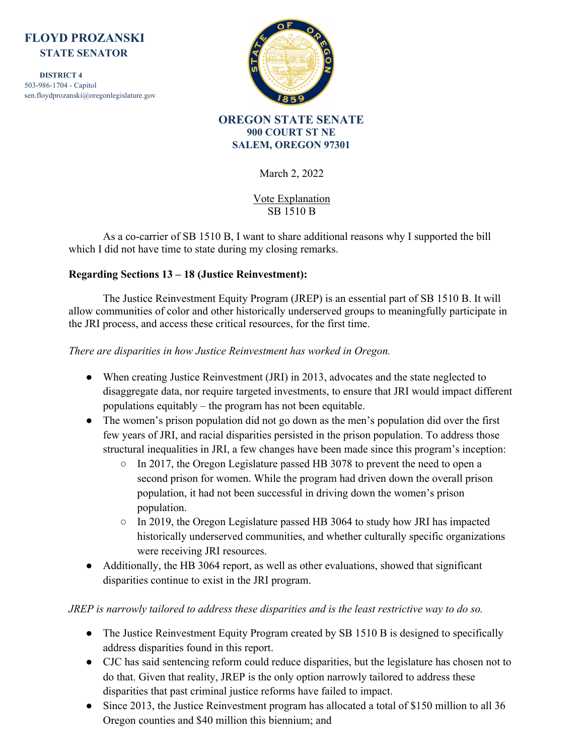**FLOYD PROZANSKI**
**STATE SENATOR**

**DISTRICT 4**
503-986-1704 - Capitol
sen.floydprozanski@oregonlegislature.gov

**OREGON STATE SENATE**
**900 COURT ST NE**
**SALEM, OREGON 97301**

March 2, 2022

Vote Explanation
SB 1510 B

As a co-carrier of SB 1510 B, I want to share additional reasons why I supported the bill which I did not have time to state during my closing remarks.

**Regarding Sections 13 – 18 (Justice Reinvestment):**

The Justice Reinvestment Equity Program (JREP) is an essential part of SB 1510 B. It will allow communities of color and other historically underserved groups to meaningfully participate in the JRI process, and access these critical resources, for the first time.

*There are disparities in how Justice Reinvestment has worked in Oregon.*

- When creating Justice Reinvestment (JRI) in 2013, advocates and the state neglected to disaggregate data, nor require targeted investments, to ensure that JRI would impact different populations equitably – the program has not been equitable.
- The women's prison population did not go down as the men's population did over the first few years of JRI, and racial disparities persisted in the prison population. To address those structural inequalities in JRI, a few changes have been made since this program's inception:
  - In 2017, the Oregon Legislature passed HB 3078 to prevent the need to open a second prison for women. While the program had driven down the overall prison population, it had not been successful in driving down the women's prison population.
  - In 2019, the Oregon Legislature passed HB 3064 to study how JRI has impacted historically underserved communities, and whether culturally specific organizations were receiving JRI resources.
- Additionally, the HB 3064 report, as well as other evaluations, showed that significant disparities continue to exist in the JRI program.

*JREP is narrowly tailored to address these disparities and is the least restrictive way to do so.*

- The Justice Reinvestment Equity Program created by SB 1510 B is designed to specifically address disparities found in this report.
- CJC has said sentencing reform could reduce disparities, but the legislature has chosen not to do that. Given that reality, JREP is the only option narrowly tailored to address these disparities that past criminal justice reforms have failed to impact.
- Since 2013, the Justice Reinvestment program has allocated a total of $150 million to all 36 Oregon counties and $40 million this biennium; and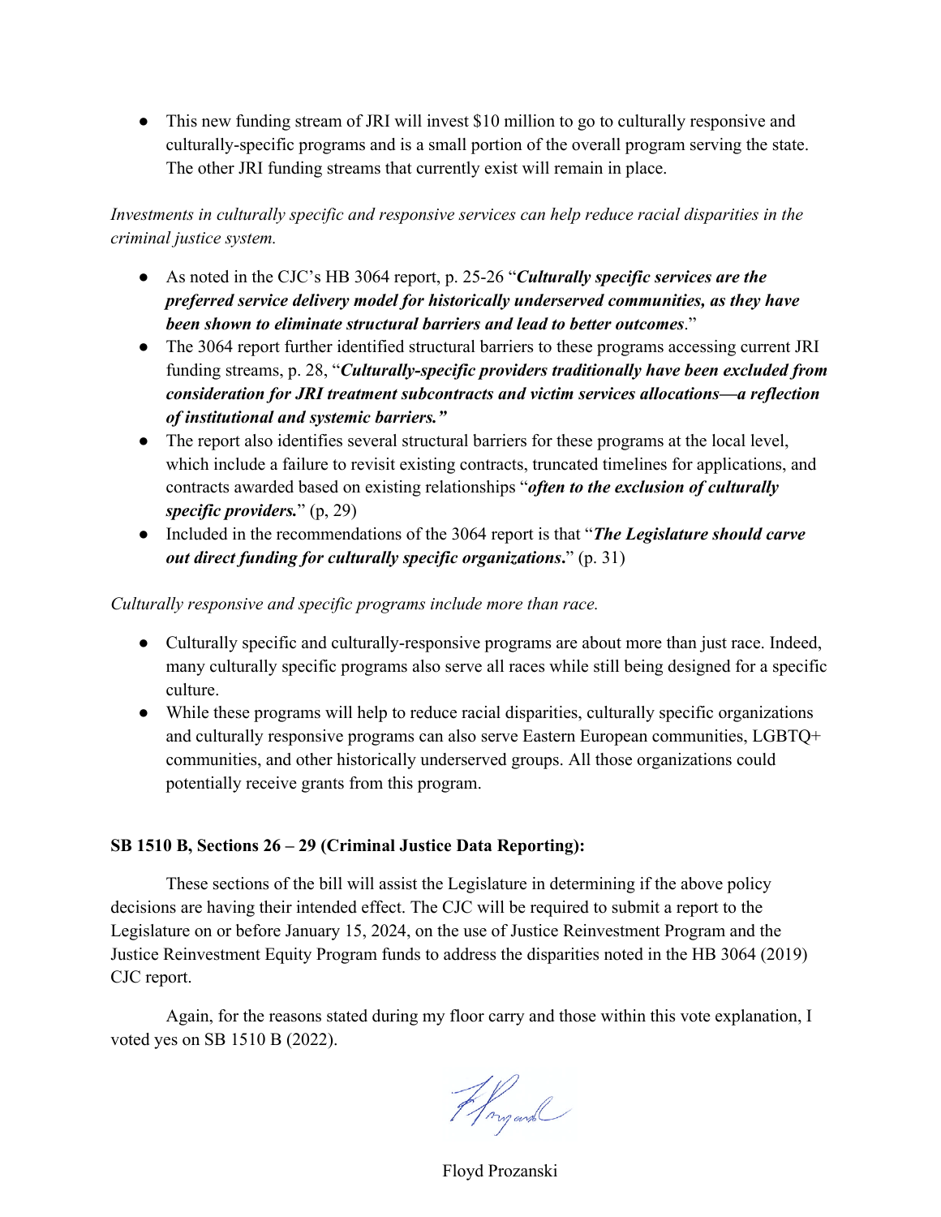- This new funding stream of JRI will invest $10 million to go to culturally responsive and culturally-specific programs and is a small portion of the overall program serving the state. The other JRI funding streams that currently exist will remain in place.

*Investments in culturally specific and responsive services can help reduce racial disparities in the criminal justice system.*

- As noted in the CJC's HB 3064 report, p. 25-26 "***Culturally specific services are the preferred service delivery model for historically underserved communities, as they have been shown to eliminate structural barriers and lead to better outcomes***."
- The 3064 report further identified structural barriers to these programs accessing current JRI funding streams, p. 28, "***Culturally-specific providers traditionally have been excluded from consideration for JRI treatment subcontracts and victim services allocations—a reflection of institutional and systemic barriers."***
- The report also identifies several structural barriers for these programs at the local level, which include a failure to revisit existing contracts, truncated timelines for applications, and contracts awarded based on existing relationships "***often to the exclusion of culturally specific providers.***" (p, 29)
- Included in the recommendations of the 3064 report is that "***The Legislature should carve out direct funding for culturally specific organizations*.**" (p. 31)

*Culturally responsive and specific programs include more than race.*

- Culturally specific and culturally-responsive programs are about more than just race. Indeed, many culturally specific programs also serve all races while still being designed for a specific culture.
- While these programs will help to reduce racial disparities, culturally specific organizations and culturally responsive programs can also serve Eastern European communities, LGBTQ+ communities, and other historically underserved groups. All those organizations could potentially receive grants from this program.

**SB 1510 B, Sections 26 – 29 (Criminal Justice Data Reporting):**

These sections of the bill will assist the Legislature in determining if the above policy decisions are having their intended effect. The CJC will be required to submit a report to the Legislature on or before January 15, 2024, on the use of Justice Reinvestment Program and the Justice Reinvestment Equity Program funds to address the disparities noted in the HB 3064 (2019) CJC report.

Again, for the reasons stated during my floor carry and those within this vote explanation, I voted yes on SB 1510 B (2022).

Floyd Prozanski